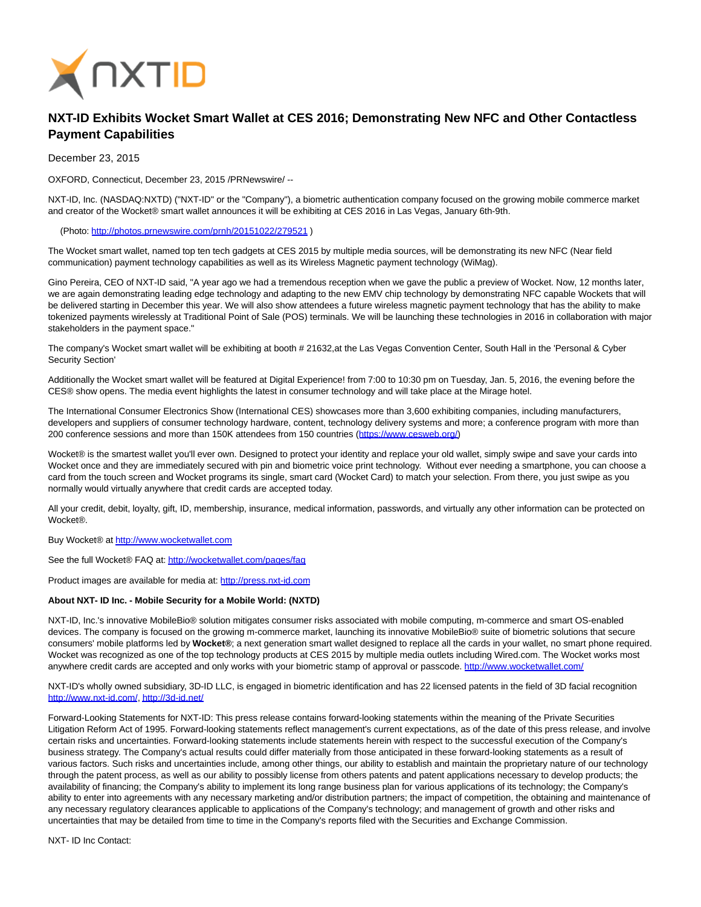# NXT-ID Exhibits Wocket Smart Wallet at CES 2016; Demonstrating New NFC and Other Contactless Payment Capabilities

December 23, 2015

OXFORD, Connecticut, December 23, 2015 /PRNewswire/ --

NXT-ID, Inc. (NASDAQ:NXTD) ("NXT-ID" or the "Company"), a biometric authentication company focused on the growing mobile commerce market and creator of the Wocket® smart wallet announces it will be exhibiting at CES 2016 in Las Vegas, January 6th-9th.

(Photo: http://photos.prnewswire.com/prnh/20151022/279521 )

The Wocket smart wallet, named top ten tech gadgets at CES 2015 by multiple media sources, will be demonstrating its new NFC (Near field communication) payment technology capabilities as well as its Wireless Magnetic payment technology (WiMag).

Gino Pereira, CEO of NXT-ID said, "A year ago we had a tremendous reception when we gave the public a preview of Wocket. Now, 12 months later, we are again demonstrating leading edge technology and adapting to the new EMV chip technology by demonstrating NFC capable Wockets that will be delivered starting in December this year. We will also show attendees a future wireless magnetic payment technology that has the ability to make tokenized payments wirelessly at Traditional Point of Sale (POS) terminals. We will be launching these technologies in 2016 in collaboration with major stakeholders in the payment space."

The company's Wocket smart wallet will be exhibiting at booth # 21632,at the Las Vegas Convention Center, South Hall in the 'Personal & Cyber Security Section'

Additionally the Wocket smart wallet will be featured at Digital Experience! from 7:00 to 10:30 pm on Tuesday, Jan. 5, 2016, the evening before the CES® show opens. The media event highlights the latest in consumer technology and will take place at the Mirage hotel.

The International Consumer Electronics Show (International CES) showcases more than 3,600 exhibiting companies, including manufacturers, developers and suppliers of consumer technology hardware, content, technology delivery systems and more; a conference program with more than 200 conference sessions and more than 150K attendees from 150 countries (https://www.cesweb.org/)

Wocket® is the smartest wallet you'll ever own. Designed to protect your identity and replace your old wallet, simply swipe and save your cards into Wocket once and they are immediately secured with pin and biometric voice print technology. Without ever needing a smartphone, you can choose a card from the touch screen and Wocket programs its single, smart card (Wocket Card) to match your selection. From there, you just swipe as you normally would virtually anywhere that credit cards are accepted today.

All your credit, debit, loyalty, gift, ID, membership, insurance, medical information, passwords, and virtually any other information can be protected on Wocket®.

Buy Wocket® at http://www.wocketwallet.com

See the full Wocket® FAQ at: http://wocketwallet.com/pages/faq

Product images are available for media at: http://press.nxt-id.com

**About NXT- ID Inc. - Mobile Security for a Mobile World: (NXTD)**

NXT-ID, Inc.'s innovative MobileBio® solution mitigates consumer risks associated with mobile computing, m-commerce and smart OS-enabled devices. The company is focused on the growing m-commerce market, launching its innovative MobileBio® suite of biometric solutions that secure consumers' mobile platforms led by **Wocket®**; a next generation smart wallet designed to replace all the cards in your wallet, no smart phone required. Wocket was recognized as one of the top technology products at CES 2015 by multiple media outlets including Wired.com. The Wocket works most anywhere credit cards are accepted and only works with your biometric stamp of approval or passcode. http://www.wocketwallet.com/

NXT-ID's wholly owned subsidiary, 3D-ID LLC, is engaged in biometric identification and has 22 licensed patents in the field of 3D facial recognition http://www.nxt-id.com/, http://3d-id.net/

Forward-Looking Statements for NXT-ID: This press release contains forward-looking statements within the meaning of the Private Securities Litigation Reform Act of 1995. Forward-looking statements reflect management's current expectations, as of the date of this press release, and involve certain risks and uncertainties. Forward-looking statements include statements herein with respect to the successful execution of the Company's business strategy. The Company's actual results could differ materially from those anticipated in these forward-looking statements as a result of various factors. Such risks and uncertainties include, among other things, our ability to establish and maintain the proprietary nature of our technology through the patent process, as well as our ability to possibly license from others patents and patent applications necessary to develop products; the availability of financing; the Company's ability to implement its long range business plan for various applications of its technology; the Company's ability to enter into agreements with any necessary marketing and/or distribution partners; the impact of competition, the obtaining and maintenance of any necessary regulatory clearances applicable to applications of the Company's technology; and management of growth and other risks and uncertainties that may be detailed from time to time in the Company's reports filed with the Securities and Exchange Commission.

NXT- ID Inc Contact: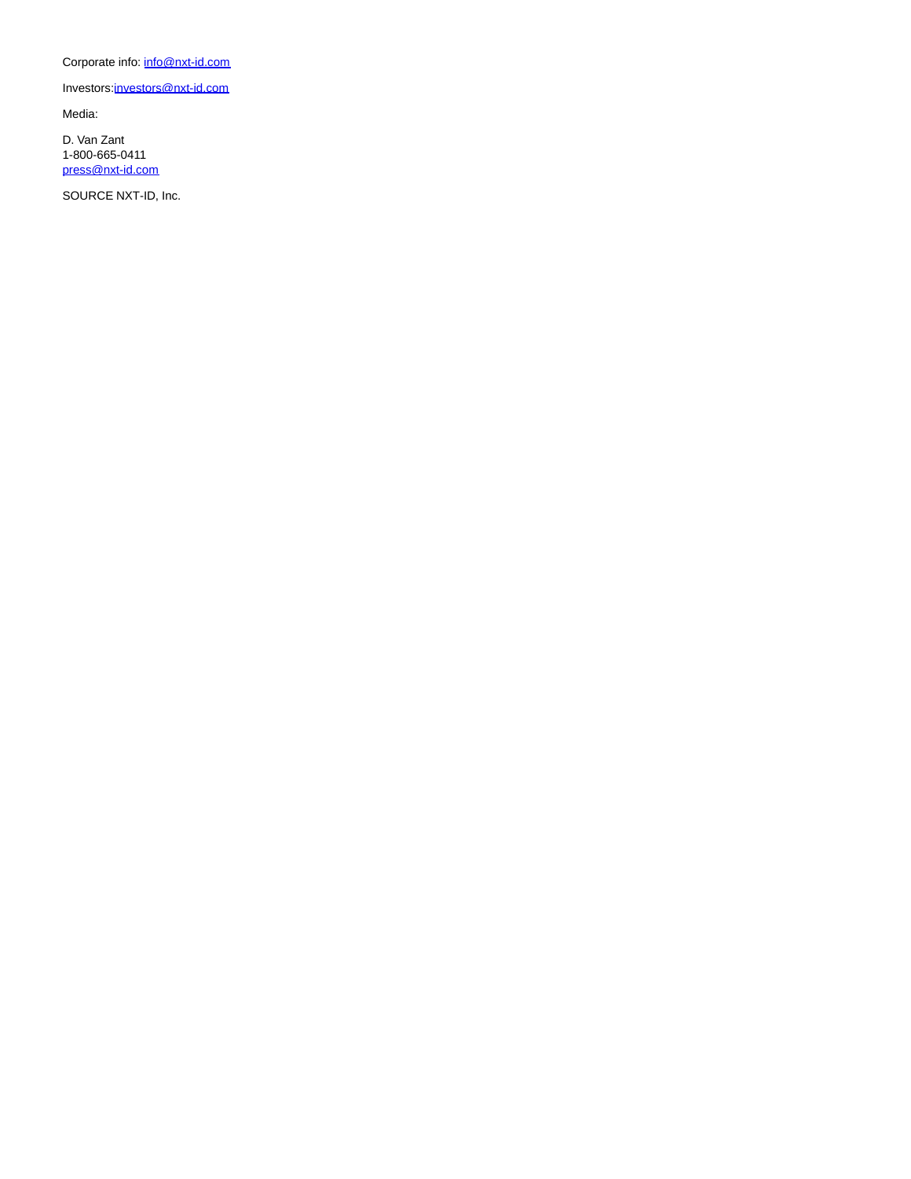Corporate info: info@nxt-id.com

Investors:investors@nxt-id.com

Media:

D. Van Zant
1-800-665-0411
press@nxt-id.com

SOURCE NXT-ID, Inc.